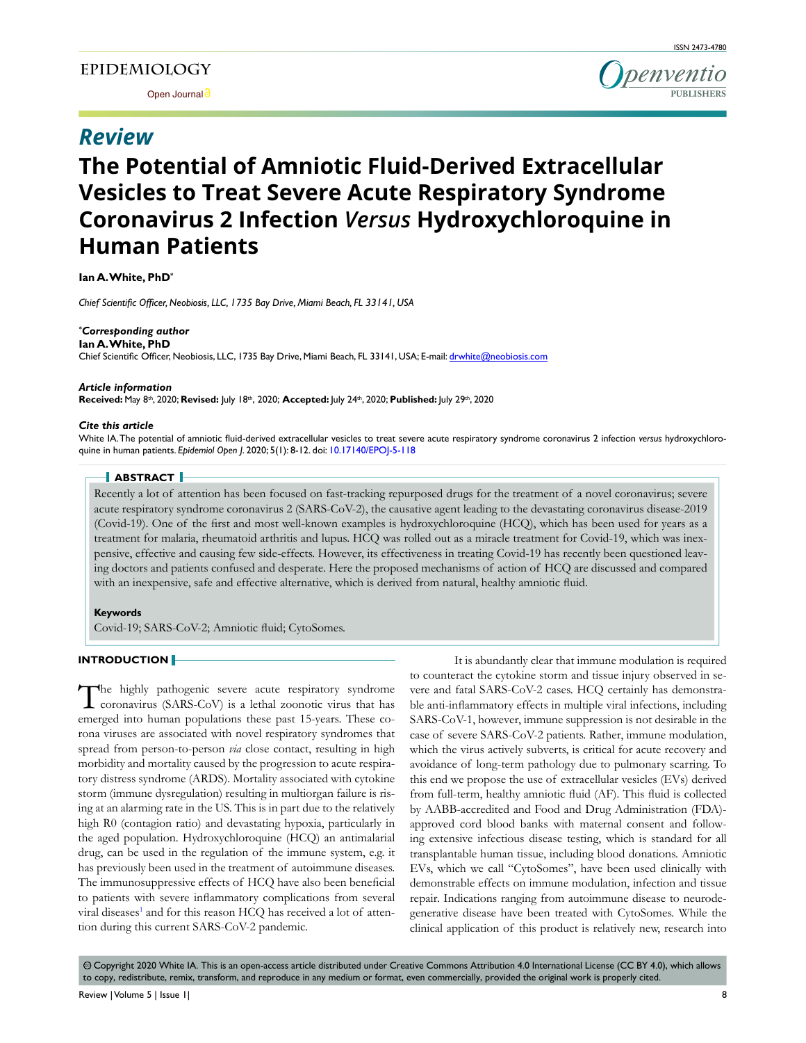## Review

# The Potential of Amniotic Fluid-Derived Extracellular Vesicles to Treat Severe Acute Respiratory Syndrome Coronavirus 2 Infection *Versus* Hydroxychloroquine in Human Patients

**Ian A. White, PhD***

*Chief Scientific Officer, Neobiosis, LLC, 1735 Bay Drive, Miami Beach, FL 33141, USA*

***Corresponding author**
**Ian A. White, PhD**
Chief Scientific Officer, Neobiosis, LLC, 1735 Bay Drive, Miami Beach, FL 33141, USA; E-mail: drwhite@neobiosis.com

***Article information***
**Received:** May 8th, 2020; **Revised:** July 18th, 2020; **Accepted:** July 24th, 2020; **Published:** July 29th, 2020

***Cite this article***
White IA. The potential of amniotic fluid-derived extracellular vesicles to treat severe acute respiratory syndrome coronavirus 2 infection *versus* hydroxychloroquine in human patients. *Epidemiol Open J*. 2020; 5(1): 8-12. doi: 10.17140/EPOJ-5-118

## ABSTRACT

Recently a lot of attention has been focused on fast-tracking repurposed drugs for the treatment of a novel coronavirus; severe acute respiratory syndrome coronavirus 2 (SARS-CoV-2), the causative agent leading to the devastating coronavirus disease-2019 (Covid-19). One of the first and most well-known examples is hydroxychloroquine (HCQ), which has been used for years as a treatment for malaria, rheumatoid arthritis and lupus. HCQ was rolled out as a miracle treatment for Covid-19, which was inexpensive, effective and causing few side-effects. However, its effectiveness in treating Covid-19 has recently been questioned leaving doctors and patients confused and desperate. Here the proposed mechanisms of action of HCQ are discussed and compared with an inexpensive, safe and effective alternative, which is derived from natural, healthy amniotic fluid.

**Keywords**
Covid-19; SARS-CoV-2; Amniotic fluid; CytoSomes.

## INTRODUCTION

The highly pathogenic severe acute respiratory syndrome coronavirus (SARS-CoV) is a lethal zoonotic virus that has emerged into human populations these past 15-years. These corona viruses are associated with novel respiratory syndromes that spread from person-to-person *via* close contact, resulting in high morbidity and mortality caused by the progression to acute respiratory distress syndrome (ARDS). Mortality associated with cytokine storm (immune dysregulation) resulting in multiorgan failure is rising at an alarming rate in the US. This is in part due to the relatively high R0 (contagion ratio) and devastating hypoxia, particularly in the aged population. Hydroxychloroquine (HCQ) an antimalarial drug, can be used in the regulation of the immune system, e.g. it has previously been used in the treatment of autoimmune diseases. The immunosuppressive effects of HCQ have also been beneficial to patients with severe inflammatory complications from several viral diseases[1] and for this reason HCQ has received a lot of attention during this current SARS-CoV-2 pandemic.

It is abundantly clear that immune modulation is required to counteract the cytokine storm and tissue injury observed in severe and fatal SARS-CoV-2 cases. HCQ certainly has demonstrable anti-inflammatory effects in multiple viral infections, including SARS-CoV-1, however, immune suppression is not desirable in the case of severe SARS-CoV-2 patients. Rather, immune modulation, which the virus actively subverts, is critical for acute recovery and avoidance of long-term pathology due to pulmonary scarring. To this end we propose the use of extracellular vesicles (EVs) derived from full-term, healthy amniotic fluid (AF). This fluid is collected by AABB-accredited and Food and Drug Administration (FDA)-approved cord blood banks with maternal consent and following extensive infectious disease testing, which is standard for all transplantable human tissue, including blood donations. Amniotic EVs, which we call "CytoSomes", have been used clinically with demonstrable effects on immune modulation, infection and tissue repair. Indications ranging from autoimmune disease to neurodegenerative disease have been treated with CytoSomes. While the clinical application of this product is relatively new, research into

© Copyright 2020 White IA. This is an open-access article distributed under Creative Commons Attribution 4.0 International License (CC BY 4.0), which allows to copy, redistribute, remix, transform, and reproduce in any medium or format, even commercially, provided the original work is properly cited.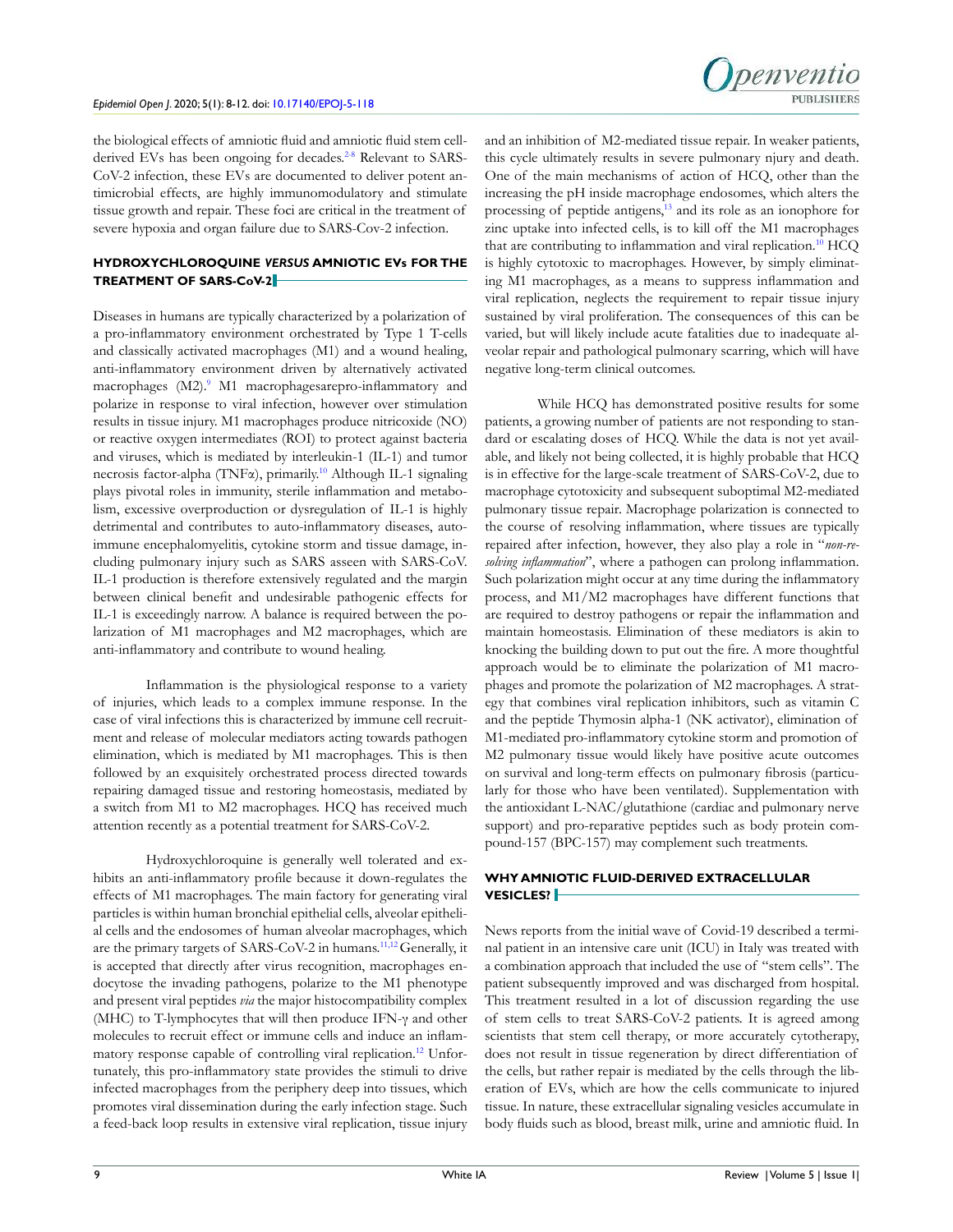the biological effects of amniotic fluid and amniotic fluid stem cell-derived EVs has been ongoing for decades.[2-8] Relevant to SARS-CoV-2 infection, these EVs are documented to deliver potent antimicrobial effects, are highly immunomodulatory and stimulate tissue growth and repair. These foci are critical in the treatment of severe hypoxia and organ failure due to SARS-Cov-2 infection.

## HYDROXYCHLOROQUINE *VERSUS* AMNIOTIC EVs FOR THE TREATMENT OF SARS-CoV-2

Diseases in humans are typically characterized by a polarization of a pro-inflammatory environment orchestrated by Type 1 T-cells and classically activated macrophages (M1) and a wound healing, anti-inflammatory environment driven by alternatively activated macrophages (M2).[9] M1 macrophagesarepro-inflammatory and polarize in response to viral infection, however over stimulation results in tissue injury. M1 macrophages produce nitricoxide (NO) or reactive oxygen intermediates (ROI) to protect against bacteria and viruses, which is mediated by interleukin-1 (IL-1) and tumor necrosis factor-alpha (TNFα), primarily.[10] Although IL-1 signaling plays pivotal roles in immunity, sterile inflammation and metabolism, excessive overproduction or dysregulation of IL-1 is highly detrimental and contributes to auto-inflammatory diseases, autoimmune encephalomyelitis, cytokine storm and tissue damage, including pulmonary injury such as SARS asseen with SARS-CoV. IL-1 production is therefore extensively regulated and the margin between clinical benefit and undesirable pathogenic effects for IL-1 is exceedingly narrow. A balance is required between the polarization of M1 macrophages and M2 macrophages, which are anti-inflammatory and contribute to wound healing.

Inflammation is the physiological response to a variety of injuries, which leads to a complex immune response. In the case of viral infections this is characterized by immune cell recruitment and release of molecular mediators acting towards pathogen elimination, which is mediated by M1 macrophages. This is then followed by an exquisitely orchestrated process directed towards repairing damaged tissue and restoring homeostasis, mediated by a switch from M1 to M2 macrophages. HCQ has received much attention recently as a potential treatment for SARS-CoV-2.

Hydroxychloroquine is generally well tolerated and exhibits an anti-inflammatory profile because it down-regulates the effects of M1 macrophages. The main factory for generating viral particles is within human bronchial epithelial cells, alveolar epithelial cells and the endosomes of human alveolar macrophages, which are the primary targets of SARS-CoV-2 in humans.[11,12] Generally, it is accepted that directly after virus recognition, macrophages endocytose the invading pathogens, polarize to the M1 phenotype and present viral peptides *via* the major histocompatibility complex (MHC) to T-lymphocytes that will then produce IFN-γ and other molecules to recruit effect or immune cells and induce an inflammatory response capable of controlling viral replication.[12] Unfortunately, this pro-inflammatory state provides the stimuli to drive infected macrophages from the periphery deep into tissues, which promotes viral dissemination during the early infection stage. Such a feed-back loop results in extensive viral replication, tissue injury and an inhibition of M2-mediated tissue repair. In weaker patients, this cycle ultimately results in severe pulmonary njury and death. One of the main mechanisms of action of HCQ, other than the increasing the pH inside macrophage endosomes, which alters the processing of peptide antigens,[13] and its role as an ionophore for zinc uptake into infected cells, is to kill off the M1 macrophages that are contributing to inflammation and viral replication.[10] HCQ is highly cytotoxic to macrophages. However, by simply eliminating M1 macrophages, as a means to suppress inflammation and viral replication, neglects the requirement to repair tissue injury sustained by viral proliferation. The consequences of this can be varied, but will likely include acute fatalities due to inadequate alveolar repair and pathological pulmonary scarring, which will have negative long-term clinical outcomes.

While HCQ has demonstrated positive results for some patients, a growing number of patients are not responding to standard or escalating doses of HCQ. While the data is not yet available, and likely not being collected, it is highly probable that HCQ is in effective for the large-scale treatment of SARS-CoV-2, due to macrophage cytotoxicity and subsequent suboptimal M2-mediated pulmonary tissue repair. Macrophage polarization is connected to the course of resolving inflammation, where tissues are typically repaired after infection, however, they also play a role in "*non-resolving inflammation*", where a pathogen can prolong inflammation. Such polarization might occur at any time during the inflammatory process, and M1/M2 macrophages have different functions that are required to destroy pathogens or repair the inflammation and maintain homeostasis. Elimination of these mediators is akin to knocking the building down to put out the fire. A more thoughtful approach would be to eliminate the polarization of M1 macrophages and promote the polarization of M2 macrophages. A strategy that combines viral replication inhibitors, such as vitamin C and the peptide Thymosin alpha-1 (NK activator), elimination of M1-mediated pro-inflammatory cytokine storm and promotion of M2 pulmonary tissue would likely have positive acute outcomes on survival and long-term effects on pulmonary fibrosis (particularly for those who have been ventilated). Supplementation with the antioxidant L-NAC/glutathione (cardiac and pulmonary nerve support) and pro-reparative peptides such as body protein compound-157 (BPC-157) may complement such treatments.

## WHY AMNIOTIC FLUID-DERIVED EXTRACELLULAR VESICLES?

News reports from the initial wave of Covid-19 described a terminal patient in an intensive care unit (ICU) in Italy was treated with a combination approach that included the use of "stem cells". The patient subsequently improved and was discharged from hospital. This treatment resulted in a lot of discussion regarding the use of stem cells to treat SARS-CoV-2 patients. It is agreed among scientists that stem cell therapy, or more accurately cytotherapy, does not result in tissue regeneration by direct differentiation of the cells, but rather repair is mediated by the cells through the liberation of EVs, which are how the cells communicate to injured tissue. In nature, these extracellular signaling vesicles accumulate in body fluids such as blood, breast milk, urine and amniotic fluid. In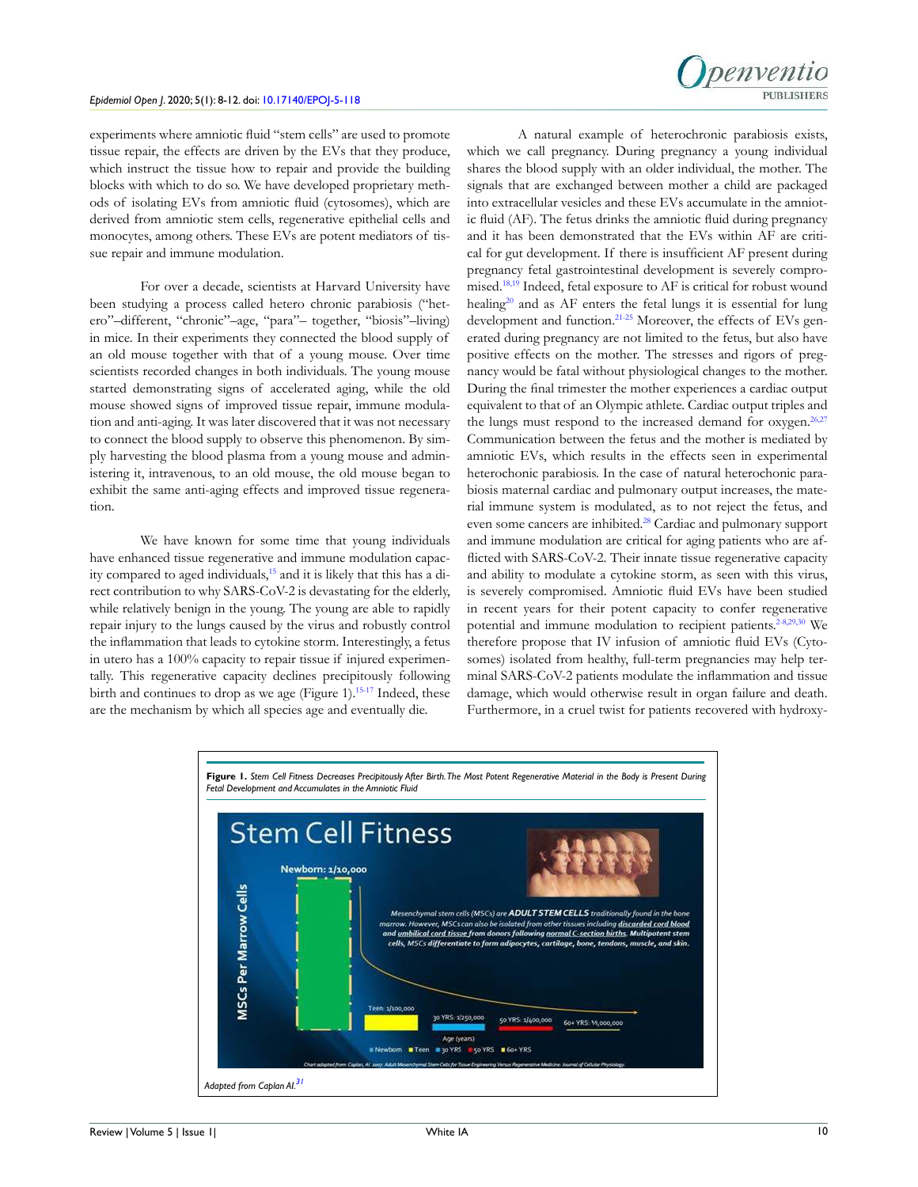experiments where amniotic fluid "stem cells" are used to promote tissue repair, the effects are driven by the EVs that they produce, which instruct the tissue how to repair and provide the building blocks with which to do so. We have developed proprietary methods of isolating EVs from amniotic fluid (cytosomes), which are derived from amniotic stem cells, regenerative epithelial cells and monocytes, among others. These EVs are potent mediators of tissue repair and immune modulation.

For over a decade, scientists at Harvard University have been studying a process called hetero chronic parabiosis ("hetero"–different, "chronic"–age, "para"– together, "biosis"–living) in mice. In their experiments they connected the blood supply of an old mouse together with that of a young mouse. Over time scientists recorded changes in both individuals. The young mouse started demonstrating signs of accelerated aging, while the old mouse showed signs of improved tissue repair, immune modulation and anti-aging. It was later discovered that it was not necessary to connect the blood supply to observe this phenomenon. By simply harvesting the blood plasma from a young mouse and administering it, intravenous, to an old mouse, the old mouse began to exhibit the same anti-aging effects and improved tissue regeneration.

We have known for some time that young individuals have enhanced tissue regenerative and immune modulation capacity compared to aged individuals,[15] and it is likely that this has a direct contribution to why SARS-CoV-2 is devastating for the elderly, while relatively benign in the young. The young are able to rapidly repair injury to the lungs caused by the virus and robustly control the inflammation that leads to cytokine storm. Interestingly, a fetus in utero has a 100% capacity to repair tissue if injured experimentally. This regenerative capacity declines precipitously following birth and continues to drop as we age (Figure 1).[15-17] Indeed, these are the mechanism by which all species age and eventually die.

A natural example of heterochronic parabiosis exists, which we call pregnancy. During pregnancy a young individual shares the blood supply with an older individual, the mother. The signals that are exchanged between mother a child are packaged into extracellular vesicles and these EVs accumulate in the amniotic fluid (AF). The fetus drinks the amniotic fluid during pregnancy and it has been demonstrated that the EVs within AF are critical for gut development. If there is insufficient AF present during pregnancy fetal gastrointestinal development is severely compromised.[18,19] Indeed, fetal exposure to AF is critical for robust wound healing[20] and as AF enters the fetal lungs it is essential for lung development and function.[21-25] Moreover, the effects of EVs generated during pregnancy are not limited to the fetus, but also have positive effects on the mother. The stresses and rigors of pregnancy would be fatal without physiological changes to the mother. During the final trimester the mother experiences a cardiac output equivalent to that of an Olympic athlete. Cardiac output triples and the lungs must respond to the increased demand for oxygen.[26,27] Communication between the fetus and the mother is mediated by amniotic EVs, which results in the effects seen in experimental heterochronic parabiosis. In the case of natural heterochonic parabiosis maternal cardiac and pulmonary output increases, the material immune system is modulated, as to not reject the fetus, and even some cancers are inhibited.[28] Cardiac and pulmonary support and immune modulation are critical for aging patients who are afflicted with SARS-CoV-2. Their innate tissue regenerative capacity and ability to modulate a cytokine storm, as seen with this virus, is severely compromised. Amniotic fluid EVs have been studied in recent years for their potent capacity to confer regenerative potential and immune modulation to recipient patients.[2-8,29,30] We therefore propose that IV infusion of amniotic fluid EVs (Cytosomes) isolated from healthy, full-term pregnancies may help terminal SARS-CoV-2 patients modulate the inflammation and tissue damage, which would otherwise result in organ failure and death. Furthermore, in a cruel twist for patients recovered with hydroxy-

**Figure 1.** *Stem Cell Fitness Decreases Precipitously After Birth. The Most Potent Regenerative Material in the Body is Present During Fetal Development and Accumulates in the Amniotic Fluid*

*Adapted from Caplan AI.[31]*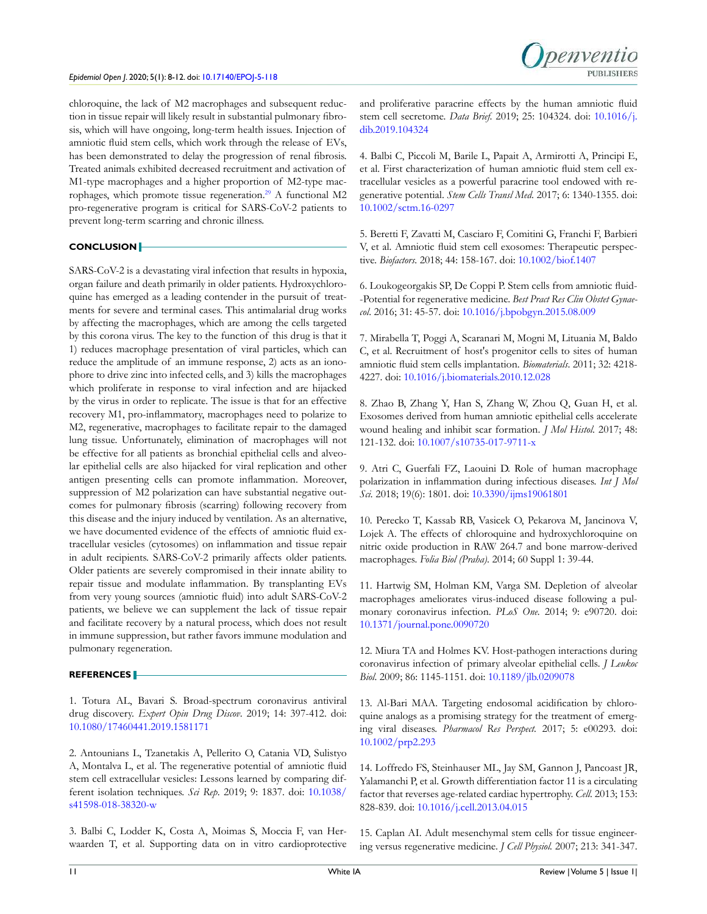chloroquine, the lack of M2 macrophages and subsequent reduction in tissue repair will likely result in substantial pulmonary fibrosis, which will have ongoing, long-term health issues. Injection of amniotic fluid stem cells, which work through the release of EVs, has been demonstrated to delay the progression of renal fibrosis. Treated animals exhibited decreased recruitment and activation of M1-type macrophages and a higher proportion of M2-type macrophages, which promote tissue regeneration.[29] A functional M2 pro-regenerative program is critical for SARS-CoV-2 patients to prevent long-term scarring and chronic illness.

## CONCLUSION

SARS-CoV-2 is a devastating viral infection that results in hypoxia, organ failure and death primarily in older patients. Hydroxychloroquine has emerged as a leading contender in the pursuit of treatments for severe and terminal cases. This antimalarial drug works by affecting the macrophages, which are among the cells targeted by this corona virus. The key to the function of this drug is that it 1) reduces macrophage presentation of viral particles, which can reduce the amplitude of an immune response, 2) acts as an ionophore to drive zinc into infected cells, and 3) kills the macrophages which proliferate in response to viral infection and are hijacked by the virus in order to replicate. The issue is that for an effective recovery M1, pro-inflammatory, macrophages need to polarize to M2, regenerative, macrophages to facilitate repair to the damaged lung tissue. Unfortunately, elimination of macrophages will not be effective for all patients as bronchial epithelial cells and alveolar epithelial cells are also hijacked for viral replication and other antigen presenting cells can promote inflammation. Moreover, suppression of M2 polarization can have substantial negative outcomes for pulmonary fibrosis (scarring) following recovery from this disease and the injury induced by ventilation. As an alternative, we have documented evidence of the effects of amniotic fluid extracellular vesicles (cytosomes) on inflammation and tissue repair in adult recipients. SARS-CoV-2 primarily affects older patients. Older patients are severely compromised in their innate ability to repair tissue and modulate inflammation. By transplanting EVs from very young sources (amniotic fluid) into adult SARS-CoV-2 patients, we believe we can supplement the lack of tissue repair and facilitate recovery by a natural process, which does not result in immune suppression, but rather favors immune modulation and pulmonary regeneration.

## REFERENCES

1. Totura AL, Bavari S. Broad-spectrum coronavirus antiviral drug discovery. *Expert Opin Drug Discov*. 2019; 14: 397-412. doi: 10.1080/17460441.2019.1581171

2. Antounians L, Tzanetakis A, Pellerito O, Catania VD, Sulistyo A, Montalva L, et al. The regenerative potential of amniotic fluid stem cell extracellular vesicles: Lessons learned by comparing different isolation techniques. *Sci Rep*. 2019; 9: 1837. doi: 10.1038/s41598-018-38320-w

3. Balbi C, Lodder K, Costa A, Moimas S, Moccia F, van Herwaarden T, et al. Supporting data on in vitro cardioprotective and proliferative paracrine effects by the human amniotic fluid stem cell secretome. *Data Brief*. 2019; 25: 104324. doi: 10.1016/j.dib.2019.104324

4. Balbi C, Piccoli M, Barile L, Papait A, Armirotti A, Principi E, et al. First characterization of human amniotic fluid stem cell extracellular vesicles as a powerful paracrine tool endowed with regenerative potential. *Stem Cells Transl Med*. 2017; 6: 1340-1355. doi: 10.1002/sctm.16-0297

5. Beretti F, Zavatti M, Casciaro F, Comitini G, Franchi F, Barbieri V, et al. Amniotic fluid stem cell exosomes: Therapeutic perspective. *Biofactors*. 2018; 44: 158-167. doi: 10.1002/biof.1407

6. Loukogeorgakis SP, De Coppi P. Stem cells from amniotic fluid--Potential for regenerative medicine. *Best Pract Res Clin Obstet Gynaecol*. 2016; 31: 45-57. doi: 10.1016/j.bpobgyn.2015.08.009

7. Mirabella T, Poggi A, Scaranari M, Mogni M, Lituania M, Baldo C, et al. Recruitment of host's progenitor cells to sites of human amniotic fluid stem cells implantation. *Biomaterials*. 2011; 32: 4218-4227. doi: 10.1016/j.biomaterials.2010.12.028

8. Zhao B, Zhang Y, Han S, Zhang W, Zhou Q, Guan H, et al. Exosomes derived from human amniotic epithelial cells accelerate wound healing and inhibit scar formation. *J Mol Histol*. 2017; 48: 121-132. doi: 10.1007/s10735-017-9711-x

9. Atri C, Guerfali FZ, Laouini D. Role of human macrophage polarization in inflammation during infectious diseases. *Int J Mol Sci*. 2018; 19(6): 1801. doi: 10.3390/ijms19061801

10. Perecko T, Kassab RB, Vasicek O, Pekarova M, Jancinova V, Lojek A. The effects of chloroquine and hydroxychloroquine on nitric oxide production in RAW 264.7 and bone marrow-derived macrophages. *Folia Biol (Praha)*. 2014; 60 Suppl 1: 39-44.

11. Hartwig SM, Holman KM, Varga SM. Depletion of alveolar macrophages ameliorates virus-induced disease following a pulmonary coronavirus infection. *PLoS One*. 2014; 9: e90720. doi: 10.1371/journal.pone.0090720

12. Miura TA and Holmes KV. Host-pathogen interactions during coronavirus infection of primary alveolar epithelial cells. *J Leukoc Biol*. 2009; 86: 1145-1151. doi: 10.1189/jlb.0209078

13. Al-Bari MAA. Targeting endosomal acidification by chloroquine analogs as a promising strategy for the treatment of emerging viral diseases. *Pharmacol Res Perspect*. 2017; 5: e00293. doi: 10.1002/prp2.293

14. Loffredo FS, Steinhauser ML, Jay SM, Gannon J, Pancoast JR, Yalamanchi P, et al. Growth differentiation factor 11 is a circulating factor that reverses age-related cardiac hypertrophy. *Cell*. 2013; 153: 828-839. doi: 10.1016/j.cell.2013.04.015

15. Caplan AI. Adult mesenchymal stem cells for tissue engineering versus regenerative medicine. *J Cell Physiol*. 2007; 213: 341-347.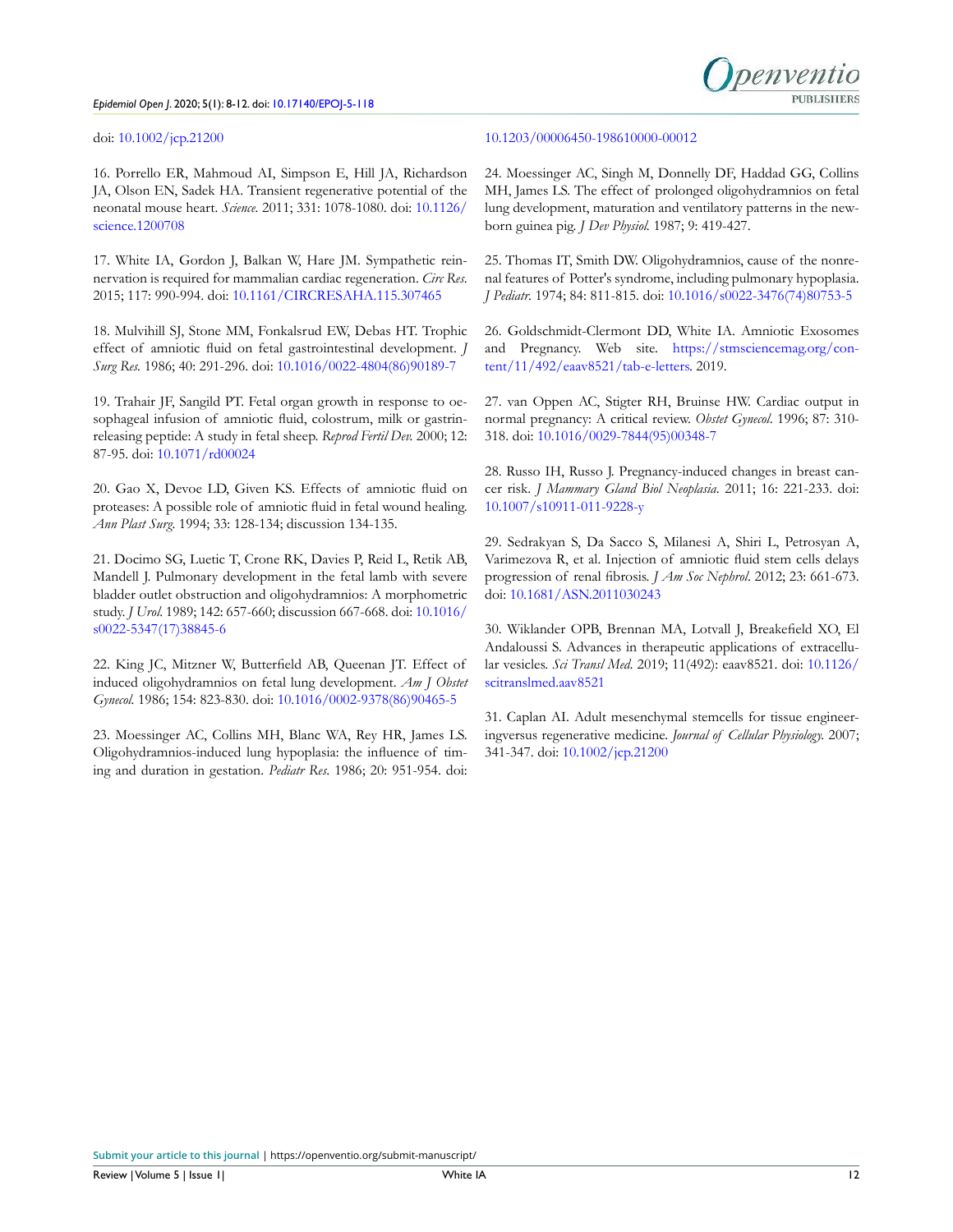doi: 10.1002/jcp.21200

16. Porrello ER, Mahmoud AI, Simpson E, Hill JA, Richardson JA, Olson EN, Sadek HA. Transient regenerative potential of the neonatal mouse heart. *Science.* 2011; 331: 1078-1080. doi: 10.1126/science.1200708

17. White IA, Gordon J, Balkan W, Hare JM. Sympathetic reinnervation is required for mammalian cardiac regeneration. *Circ Res.* 2015; 117: 990-994. doi: 10.1161/CIRCRESAHA.115.307465

18. Mulvihill SJ, Stone MM, Fonkalsrud EW, Debas HT. Trophic effect of amniotic fluid on fetal gastrointestinal development. *J Surg Res.* 1986; 40: 291-296. doi: 10.1016/0022-4804(86)90189-7

19. Trahair JF, Sangild PT. Fetal organ growth in response to oesophageal infusion of amniotic fluid, colostrum, milk or gastrin-releasing peptide: A study in fetal sheep. *Reprod Fertil Dev.* 2000; 12: 87-95. doi: 10.1071/rd00024

20. Gao X, Devoe LD, Given KS. Effects of amniotic fluid on proteases: A possible role of amniotic fluid in fetal wound healing. *Ann Plast Surg.* 1994; 33: 128-134; discussion 134-135.

21. Docimo SG, Luetic T, Crone RK, Davies P, Reid L, Retik AB, Mandell J. Pulmonary development in the fetal lamb with severe bladder outlet obstruction and oligohydramnios: A morphometric study. *J Urol.* 1989; 142: 657-660; discussion 667-668. doi: 10.1016/s0022-5347(17)38845-6

22. King JC, Mitzner W, Butterfield AB, Queenan JT. Effect of induced oligohydramnios on fetal lung development. *Am J Obstet Gynecol.* 1986; 154: 823-830. doi: 10.1016/0002-9378(86)90465-5

23. Moessinger AC, Collins MH, Blanc WA, Rey HR, James LS. Oligohydramnios-induced lung hypoplasia: the influence of timing and duration in gestation. *Pediatr Res.* 1986; 20: 951-954. doi: 10.1203/00006450-198610000-00012

24. Moessinger AC, Singh M, Donnelly DF, Haddad GG, Collins MH, James LS. The effect of prolonged oligohydramnios on fetal lung development, maturation and ventilatory patterns in the newborn guinea pig. *J Dev Physiol.* 1987; 9: 419-427.

25. Thomas IT, Smith DW. Oligohydramnios, cause of the nonrenal features of Potter's syndrome, including pulmonary hypoplasia. *J Pediatr.* 1974; 84: 811-815. doi: 10.1016/s0022-3476(74)80753-5

26. Goldschmidt-Clermont DD, White IA. Amniotic Exosomes and Pregnancy. Web site. https://stmsciencemag.org/content/11/492/eaav8521/tab-e-letters. 2019.

27. van Oppen AC, Stigter RH, Bruinse HW. Cardiac output in normal pregnancy: A critical review. *Obstet Gynecol.* 1996; 87: 310-318. doi: 10.1016/0029-7844(95)00348-7

28. Russo IH, Russo J. Pregnancy-induced changes in breast cancer risk. *J Mammary Gland Biol Neoplasia.* 2011; 16: 221-233. doi: 10.1007/s10911-011-9228-y

29. Sedrakyan S, Da Sacco S, Milanesi A, Shiri L, Petrosyan A, Varimezova R, et al. Injection of amniotic fluid stem cells delays progression of renal fibrosis. *J Am Soc Nephrol.* 2012; 23: 661-673. doi: 10.1681/ASN.2011030243

30. Wiklander OPB, Brennan MA, Lotvall J, Breakefield XO, El Andaloussi S. Advances in therapeutic applications of extracellular vesicles. *Sci Transl Med.* 2019; 11(492): eaav8521. doi: 10.1126/scitranslmed.aav8521

31. Caplan AI. Adult mesenchymal stemcells for tissue engineeringversus regenerative medicine. *Journal of Cellular Physiology.* 2007; 341-347. doi: 10.1002/jcp.21200